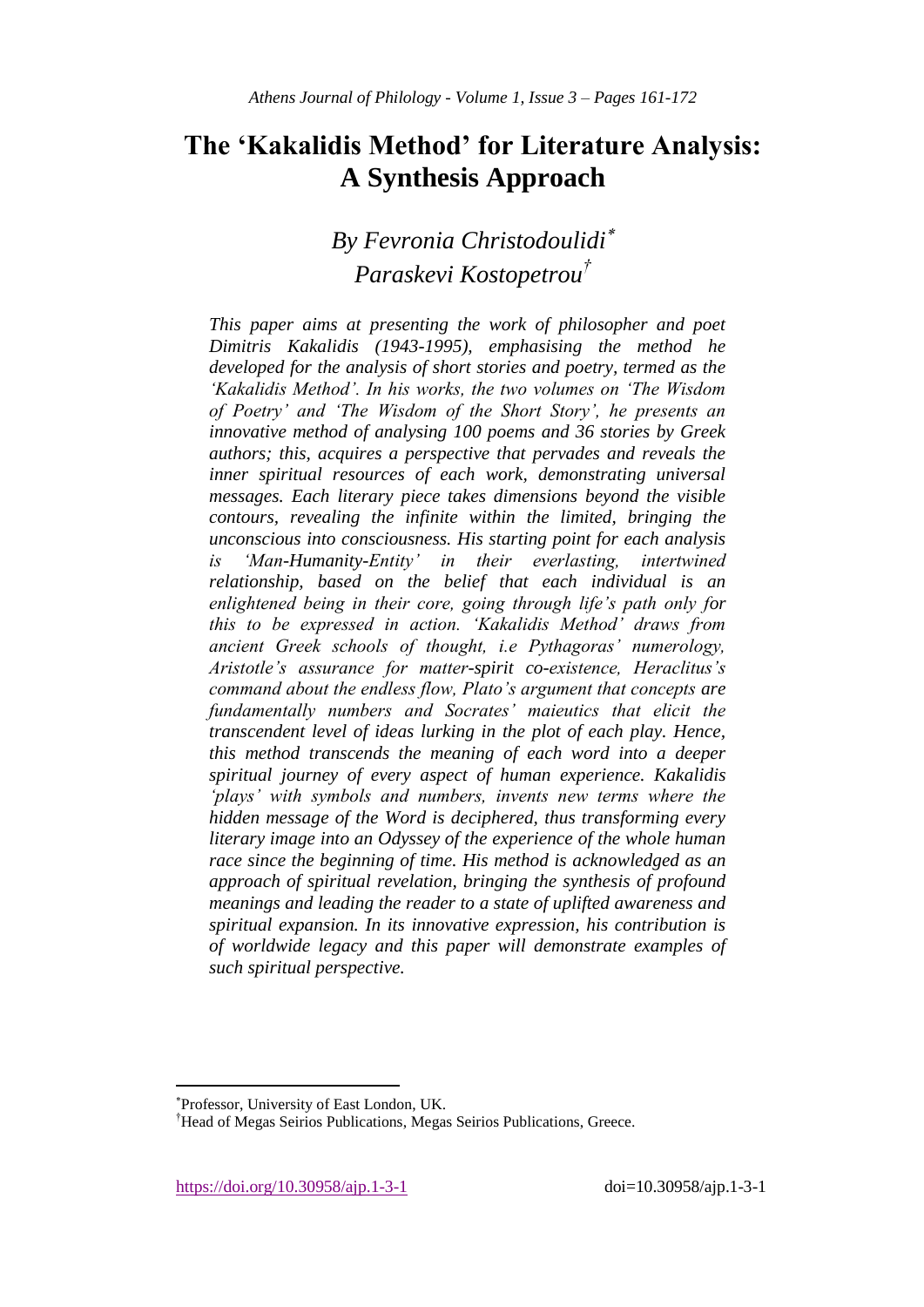# The 'Kakalidis Method' for Literature Analysis: A Synthesis Approach

## *By Fevronia Christodoulidi*[*] *Paraskevi Kostopetrou*[†]

*This paper aims at presenting the work of philosopher and poet Dimitris Kakalidis (1943-1995), emphasising the method he developed for the analysis of short stories and poetry, termed as the 'Kakalidis Method'. In his works, the two volumes on 'The Wisdom of Poetry' and 'The Wisdom of the Short Story', he presents an innovative method of analysing 100 poems and 36 stories by Greek authors; this, acquires a perspective that pervades and reveals the inner spiritual resources of each work, demonstrating universal messages. Each literary piece takes dimensions beyond the visible contours, revealing the infinite within the limited, bringing the unconscious into consciousness. His starting point for each analysis is 'Man-Humanity-Entity' in their everlasting, intertwined relationship, based on the belief that each individual is an enlightened being in their core, going through life's path only for this to be expressed in action. 'Kakalidis Method' draws from ancient Greek schools of thought, i.e Pythagoras' numerology, Aristotle's assurance for matter-spirit co-existence, Heraclitus's command about the endless flow, Plato's argument that concepts are fundamentally numbers and Socrates' maieutics that elicit the transcendent level of ideas lurking in the plot of each play. Hence, this method transcends the meaning of each word into a deeper spiritual journey of every aspect of human experience. Kakalidis 'plays' with symbols and numbers, invents new terms where the hidden message of the Word is deciphered, thus transforming every literary image into an Odyssey of the experience of the whole human race since the beginning of time. His method is acknowledged as an approach of spiritual revelation, bringing the synthesis of profound meanings and leading the reader to a state of uplifted awareness and spiritual expansion. In its innovative expression, his contribution is of worldwide legacy and this paper will demonstrate examples of such spiritual perspective.*

---

[*] Professor, University of East London, UK.

[†] Head of Megas Seirios Publications, Megas Seirios Publications, Greece.

https://doi.org/10.30958/ajp.1-3-1 doi=10.30958/ajp.1-3-1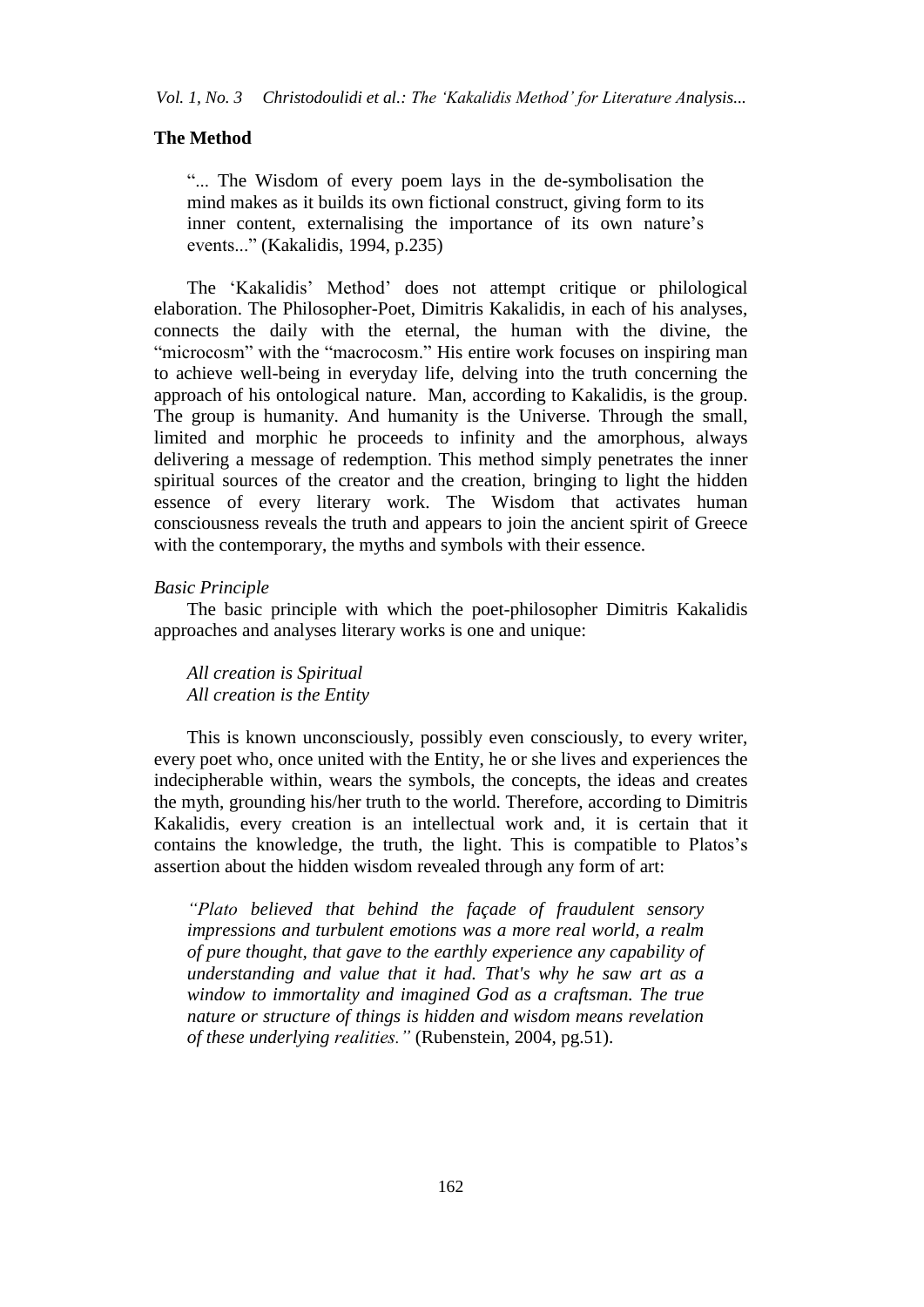## The Method

> "... The Wisdom of every poem lays in the de-symbolisation the mind makes as it builds its own fictional construct, giving form to its inner content, externalising the importance of its own nature's events..." (Kakalidis, 1994, p.235)

The 'Kakalidis' Method' does not attempt critique or philological elaboration. The Philosopher-Poet, Dimitris Kakalidis, in each of his analyses, connects the daily with the eternal, the human with the divine, the "microcosm" with the "macrocosm." His entire work focuses on inspiring man to achieve well-being in everyday life, delving into the truth concerning the approach of his ontological nature. Man, according to Kakalidis, is the group. The group is humanity. And humanity is the Universe. Through the small, limited and morphic he proceeds to infinity and the amorphous, always delivering a message of redemption. This method simply penetrates the inner spiritual sources of the creator and the creation, bringing to light the hidden essence of every literary work. The Wisdom that activates human consciousness reveals the truth and appears to join the ancient spirit of Greece with the contemporary, the myths and symbols with their essence.

*Basic Principle*

The basic principle with which the poet-philosopher Dimitris Kakalidis approaches and analyses literary works is one and unique:

> *All creation is Spiritual*
> *All creation is the Entity*

This is known unconsciously, possibly even consciously, to every writer, every poet who, once united with the Entity, he or she lives and experiences the indecipherable within, wears the symbols, the concepts, the ideas and creates the myth, grounding his/her truth to the world. Therefore, according to Dimitris Kakalidis, every creation is an intellectual work and, it is certain that it contains the knowledge, the truth, the light. This is compatible to Platos's assertion about the hidden wisdom revealed through any form of art:

> *"Plato believed that behind the façade of fraudulent sensory impressions and turbulent emotions was a more real world, a realm of pure thought, that gave to the earthly experience any capability of understanding and value that it had. That's why he saw art as a window to immortality and imagined God as a craftsman. The true nature or structure of things is hidden and wisdom means revelation of these underlying realities."* (Rubenstein, 2004, pg.51).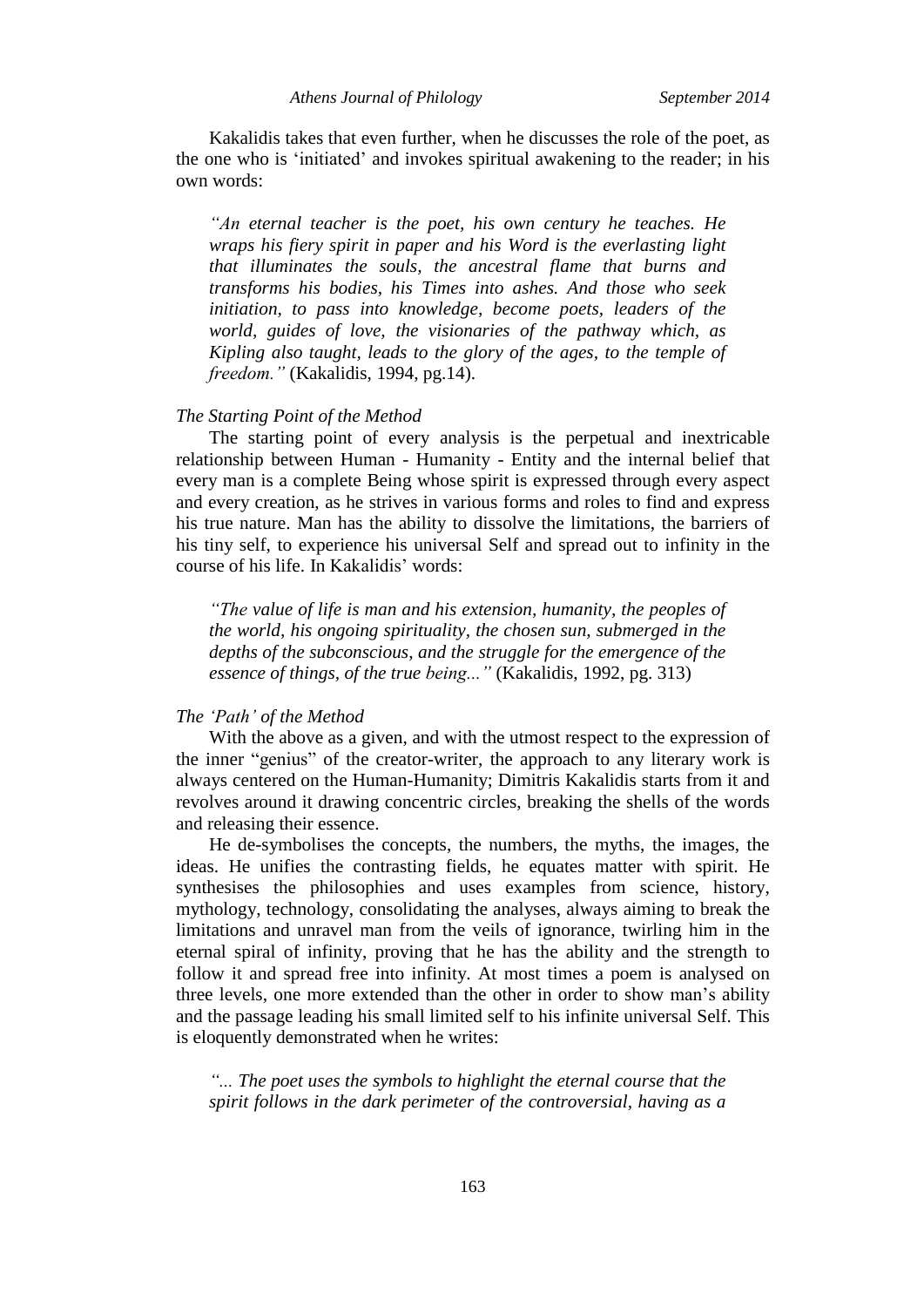Kakalidis takes that even further, when he discusses the role of the poet, as the one who is 'initiated' and invokes spiritual awakening to the reader; in his own words:

> *"An eternal teacher is the poet, his own century he teaches. He wraps his fiery spirit in paper and his Word is the everlasting light that illuminates the souls, the ancestral flame that burns and transforms his bodies, his Times into ashes. And those who seek initiation, to pass into knowledge, become poets, leaders of the world, guides of love, the visionaries of the pathway which, as Kipling also taught, leads to the glory of the ages, to the temple of freedom."* (Kakalidis, 1994, pg.14).

*The Starting Point of the Method*

The starting point of every analysis is the perpetual and inextricable relationship between Human - Humanity - Entity and the internal belief that every man is a complete Being whose spirit is expressed through every aspect and every creation, as he strives in various forms and roles to find and express his true nature. Man has the ability to dissolve the limitations, the barriers of his tiny self, to experience his universal Self and spread out to infinity in the course of his life. In Kakalidis' words:

> *"The value of life is man and his extension, humanity, the peoples of the world, his ongoing spirituality, the chosen sun, submerged in the depths of the subconscious, and the struggle for the emergence of the essence of things, of the true being..."* (Kakalidis, 1992, pg. 313)

*The 'Path' of the Method*

With the above as a given, and with the utmost respect to the expression of the inner "genius" of the creator-writer, the approach to any literary work is always centered on the Human-Humanity; Dimitris Kakalidis starts from it and revolves around it drawing concentric circles, breaking the shells of the words and releasing their essence.

He de-symbolises the concepts, the numbers, the myths, the images, the ideas. He unifies the contrasting fields, he equates matter with spirit. He synthesises the philosophies and uses examples from science, history, mythology, technology, consolidating the analyses, always aiming to break the limitations and unravel man from the veils of ignorance, twirling him in the eternal spiral of infinity, proving that he has the ability and the strength to follow it and spread free into infinity. At most times a poem is analysed on three levels, one more extended than the other in order to show man's ability and the passage leading his small limited self to his infinite universal Self. This is eloquently demonstrated when he writes:

> *"... The poet uses the symbols to highlight the eternal course that the spirit follows in the dark perimeter of the controversial, having as a*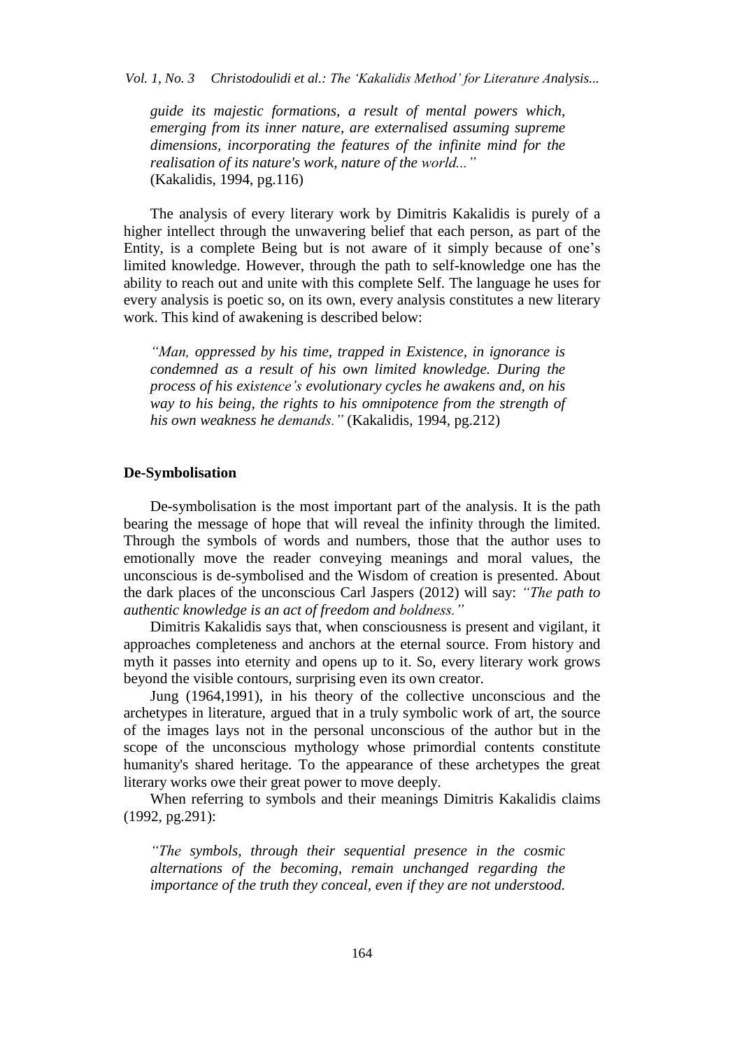> *guide its majestic formations, a result of mental powers which, emerging from its inner nature, are externalised assuming supreme dimensions, incorporating the features of the infinite mind for the realisation of its nature's work, nature of the world..."* (Kakalidis, 1994, pg.116)

The analysis of every literary work by Dimitris Kakalidis is purely of a higher intellect through the unwavering belief that each person, as part of the Entity, is a complete Being but is not aware of it simply because of one's limited knowledge. However, through the path to self-knowledge one has the ability to reach out and unite with this complete Self. The language he uses for every analysis is poetic so, on its own, every analysis constitutes a new literary work. This kind of awakening is described below:

> *"Man, oppressed by his time, trapped in Existence, in ignorance is condemned as a result of his own limited knowledge. During the process of his existence's evolutionary cycles he awakens and, on his way to his being, the rights to his omnipotence from the strength of his own weakness he demands."* (Kakalidis, 1994, pg.212)

**De-Symbolisation**

De-symbolisation is the most important part of the analysis. It is the path bearing the message of hope that will reveal the infinity through the limited. Through the symbols of words and numbers, those that the author uses to emotionally move the reader conveying meanings and moral values, the unconscious is de-symbolised and the Wisdom of creation is presented. About the dark places of the unconscious Carl Jaspers (2012) will say: *"The path to authentic knowledge is an act of freedom and boldness."*

Dimitris Kakalidis says that, when consciousness is present and vigilant, it approaches completeness and anchors at the eternal source. From history and myth it passes into eternity and opens up to it. So, every literary work grows beyond the visible contours, surprising even its own creator.

Jung (1964,1991), in his theory of the collective unconscious and the archetypes in literature, argued that in a truly symbolic work of art, the source of the images lays not in the personal unconscious of the author but in the scope of the unconscious mythology whose primordial contents constitute humanity's shared heritage. To the appearance of these archetypes the great literary works owe their great power to move deeply.

When referring to symbols and their meanings Dimitris Kakalidis claims (1992, pg.291):

> *"The symbols, through their sequential presence in the cosmic alternations of the becoming, remain unchanged regarding the importance of the truth they conceal, even if they are not understood.*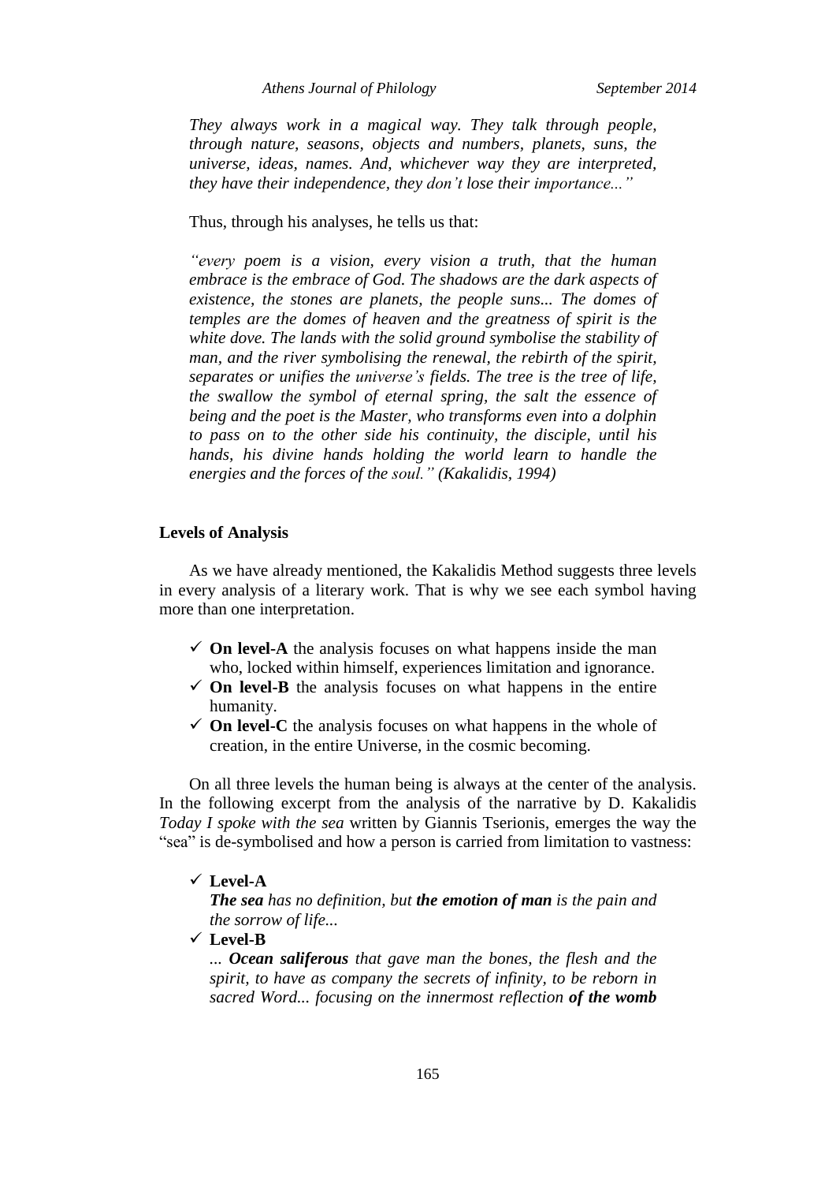*They always work in a magical way. They talk through people, through nature, seasons, objects and numbers, planets, suns, the universe, ideas, names. And, whichever way they are interpreted, they have their independence, they don't lose their importance..."*

Thus, through his analyses, he tells us that:

*"every poem is a vision, every vision a truth, that the human embrace is the embrace of God. The shadows are the dark aspects of existence, the stones are planets, the people suns... The domes of temples are the domes of heaven and the greatness of spirit is the white dove. The lands with the solid ground symbolise the stability of man, and the river symbolising the renewal, the rebirth of the spirit, separates or unifies the universe's fields. The tree is the tree of life, the swallow the symbol of eternal spring, the salt the essence of being and the poet is the Master, who transforms even into a dolphin to pass on to the other side his continuity, the disciple, until his hands, his divine hands holding the world learn to handle the energies and the forces of the soul." (Kakalidis, 1994)*

## Levels of Analysis

As we have already mentioned, the Kakalidis Method suggests three levels in every analysis of a literary work. That is why we see each symbol having more than one interpretation.

- ✓ **On level-A** the analysis focuses on what happens inside the man who, locked within himself, experiences limitation and ignorance.
- ✓ **On level-B** the analysis focuses on what happens in the entire humanity.
- ✓ **On level-C** the analysis focuses on what happens in the whole of creation, in the entire Universe, in the cosmic becoming.

On all three levels the human being is always at the center of the analysis. In the following excerpt from the analysis of the narrative by D. Kakalidis *Today I spoke with the sea* written by Giannis Tserionis, emerges the way the "sea" is de-symbolised and how a person is carried from limitation to vastness:

- ✓ **Level-A**
  ***The sea** has no definition, but **the emotion of man** is the pain and the sorrow of life...*
- ✓ **Level-B**
  *... **Ocean saliferous** that gave man the bones, the flesh and the spirit, to have as company the secrets of infinity, to be reborn in sacred Word... focusing on the innermost reflection **of the womb***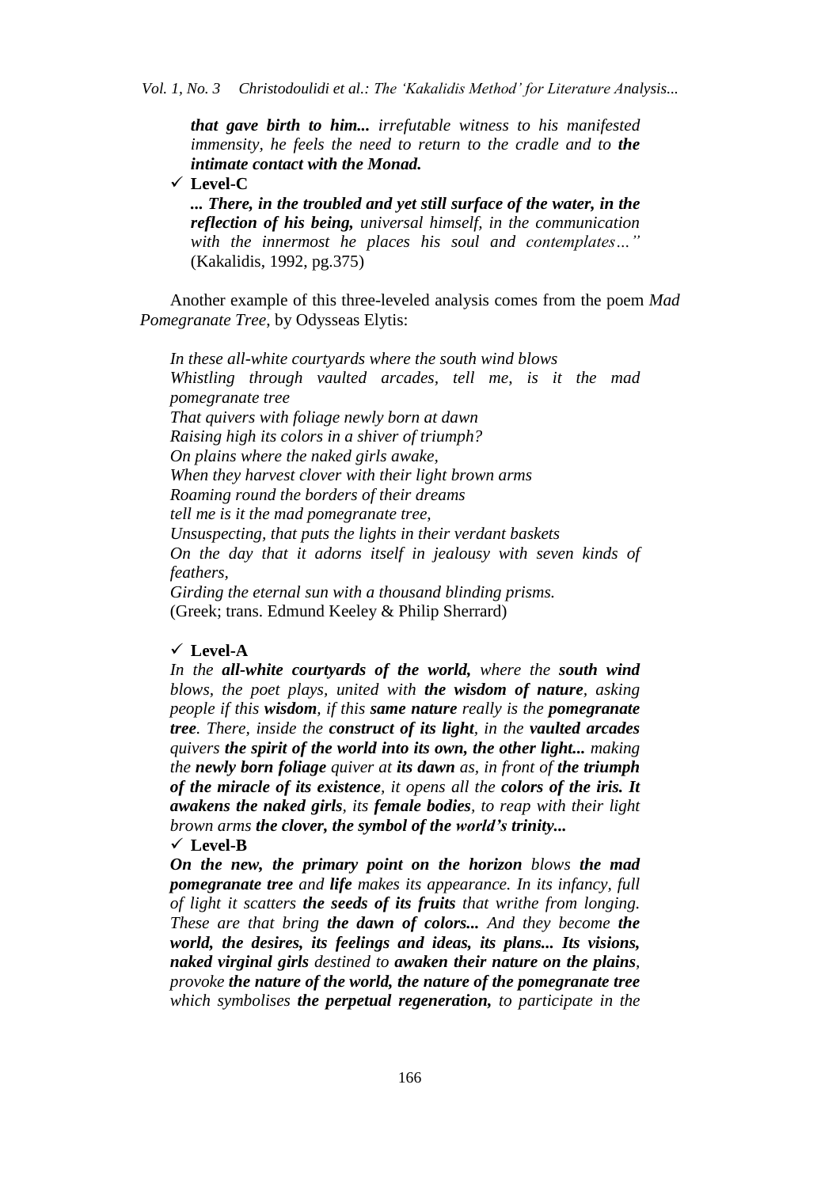***that gave birth to him...*** *irrefutable witness to his manifested immensity, he feels the need to return to the cradle and to* ***the intimate contact with the Monad.***

- ✓ **Level-C**

***... There, in the troubled and yet still surface of the water, in the reflection of his being,*** *universal himself, in the communication with the innermost he places his soul and contemplates…"* (Kakalidis, 1992, pg.375)

Another example of this three-leveled analysis comes from the poem *Mad Pomegranate Tree*, by Odysseas Elytis:

*In these all-white courtyards where the south wind blows*
*Whistling through vaulted arcades, tell me, is it the mad pomegranate tree*
*That quivers with foliage newly born at dawn*
*Raising high its colors in a shiver of triumph?*
*On plains where the naked girls awake,*
*When they harvest clover with their light brown arms*
*Roaming round the borders of their dreams*
*tell me is it the mad pomegranate tree,*
*Unsuspecting, that puts the lights in their verdant baskets*
*On the day that it adorns itself in jealousy with seven kinds of feathers,*
*Girding the eternal sun with a thousand blinding prisms.*
(Greek; trans. Edmund Keeley & Philip Sherrard)

- ✓ **Level-A**

*In the* ***all-white courtyards of the world,*** *where the* ***south wind*** *blows, the poet plays, united with* ***the wisdom of nature****, asking people if this* ***wisdom****, if this* ***same nature*** *really is the* ***pomegranate tree****. There, inside the* ***construct of its light****, in the* ***vaulted arcades*** *quivers* ***the spirit of the world into its own, the other light...*** *making the* ***newly born foliage*** *quiver at* ***its dawn*** *as, in front of* ***the triumph of the miracle of its existence****, it opens all the* ***colors of the iris. It awakens the naked girls****, its* ***female bodies****, to reap with their light brown arms* ***the clover, the symbol of the world's trinity...***

- ✓ **Level-B**

***On the new, the primary point on the horizon*** *blows* ***the mad pomegranate tree*** *and* ***life*** *makes its appearance. In its infancy, full of light it scatters* ***the seeds of its fruits*** *that writhe from longing. These are that bring* ***the dawn of colors...*** *And they become* ***the world, the desires, its feelings and ideas, its plans... Its visions, naked virginal girls*** *destined to* ***awaken their nature on the plains****, provoke* ***the nature of the world, the nature of the pomegranate tree*** *which symbolises* ***the perpetual regeneration,*** *to participate in the*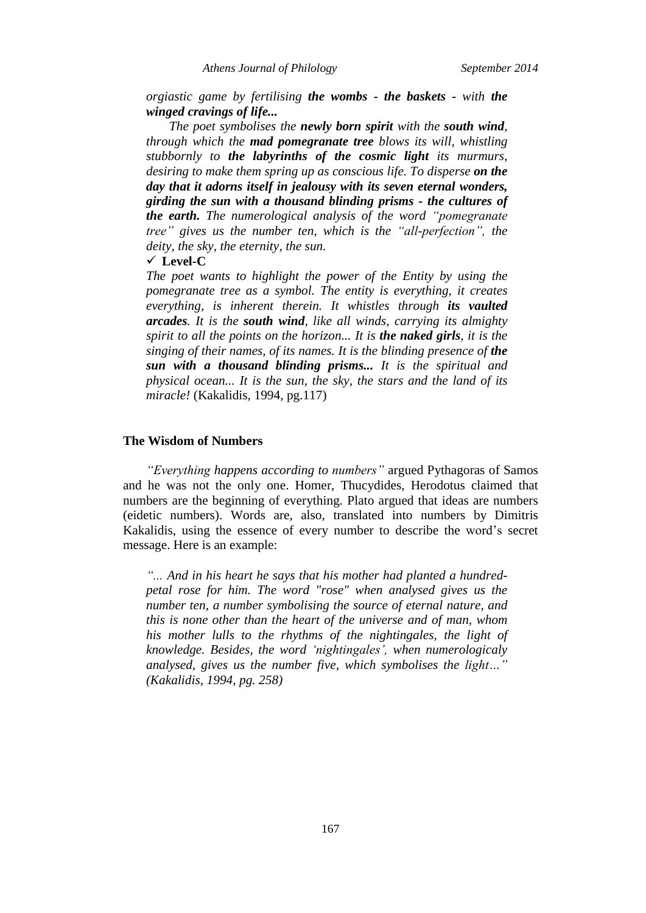*orgiastic game by fertilising **the wombs - the baskets -** with **the winged cravings of life...***

*The poet symbolises the **newly born spirit** with the **south wind**, through which the **mad pomegranate tree** blows its will, whistling stubbornly to **the labyrinths of the cosmic light** its murmurs, desiring to make them spring up as conscious life. To disperse **on the day that it adorns itself in jealousy with its seven eternal wonders, girding the sun with a thousand blinding prisms - the cultures of the earth.** The numerological analysis of the word "pomegranate tree" gives us the number ten, which is the "all-perfection", the deity, the sky, the eternity, the sun.*

- ✓ **Level-C**

*The poet wants to highlight the power of the Entity by using the pomegranate tree as a symbol. The entity is everything, it creates everything, is inherent therein. It whistles through **its vaulted arcades**. It is the **south wind**, like all winds, carrying its almighty spirit to all the points on the horizon... It is **the naked girls**, it is the singing of their names, of its names. It is the blinding presence of **the sun with a thousand blinding prisms...** It is the spiritual and physical ocean... It is the sun, the sky, the stars and the land of its miracle!* (Kakalidis, 1994, pg.117)

## The Wisdom of Numbers

*"Everything happens according to numbers"* argued Pythagoras of Samos and he was not the only one. Homer, Thucydides, Herodotus claimed that numbers are the beginning of everything. Plato argued that ideas are numbers (eidetic numbers). Words are, also, translated into numbers by Dimitris Kakalidis, using the essence of every number to describe the word's secret message. Here is an example:

*"... And in his heart he says that his mother had planted a hundred-petal rose for him. The word "rose" when analysed gives us the number ten, a number symbolising the source of eternal nature, and this is none other than the heart of the universe and of man, whom his mother lulls to the rhythms of the nightingales, the light of knowledge. Besides, the word 'nightingales', when numerologicaly analysed, gives us the number five, which symbolises the light…" (Kakalidis, 1994, pg. 258)*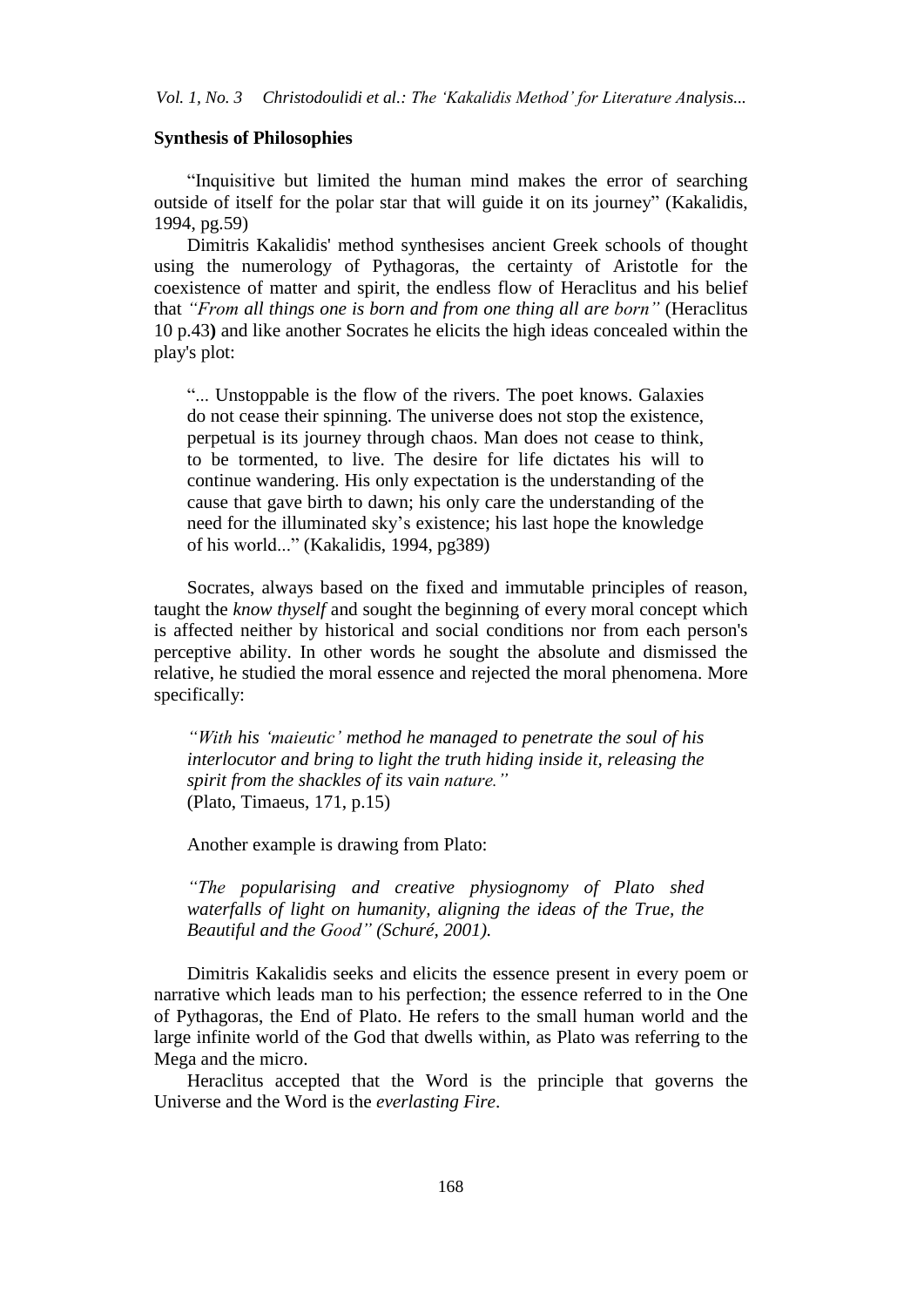### Synthesis of Philosophies

"Inquisitive but limited the human mind makes the error of searching outside of itself for the polar star that will guide it on its journey" (Kakalidis, 1994, pg.59)

Dimitris Kakalidis' method synthesises ancient Greek schools of thought using the numerology of Pythagoras, the certainty of Aristotle for the coexistence of matter and spirit, the endless flow of Heraclitus and his belief that *"From all things one is born and from one thing all are born"* (Heraclitus 10 p.43**)** and like another Socrates he elicits the high ideas concealed within the play's plot:

> "... Unstoppable is the flow of the rivers. The poet knows. Galaxies do not cease their spinning. The universe does not stop the existence, perpetual is its journey through chaos. Man does not cease to think, to be tormented, to live. The desire for life dictates his will to continue wandering. His only expectation is the understanding of the cause that gave birth to dawn; his only care the understanding of the need for the illuminated sky's existence; his last hope the knowledge of his world..." (Kakalidis, 1994, pg389)

Socrates, always based on the fixed and immutable principles of reason, taught the *know thyself* and sought the beginning of every moral concept which is affected neither by historical and social conditions nor from each person's perceptive ability. In other words he sought the absolute and dismissed the relative, he studied the moral essence and rejected the moral phenomena. More specifically:

> *"With his 'maieutic' method he managed to penetrate the soul of his interlocutor and bring to light the truth hiding inside it, releasing the spirit from the shackles of its vain nature."*
> (Plato, Timaeus, 171, p.15)

Another example is drawing from Plato:

> *"The popularising and creative physiognomy of Plato shed waterfalls of light on humanity, aligning the ideas of the True, the Beautiful and the Good" (Schuré, 2001).*

Dimitris Kakalidis seeks and elicits the essence present in every poem or narrative which leads man to his perfection; the essence referred to in the One of Pythagoras, the End of Plato. He refers to the small human world and the large infinite world of the God that dwells within, as Plato was referring to the Mega and the micro.

Heraclitus accepted that the Word is the principle that governs the Universe and the Word is the *everlasting Fire*.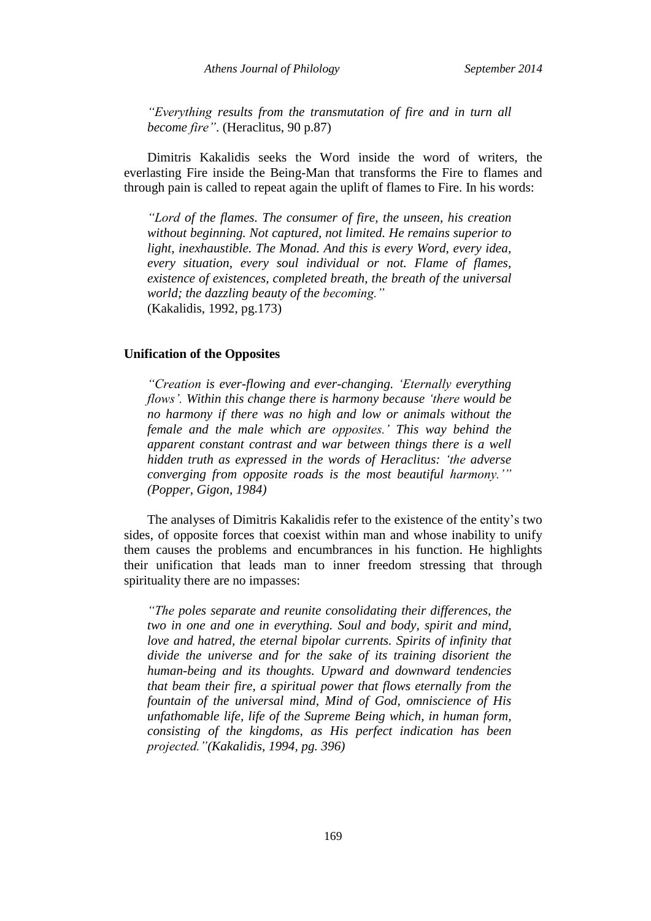*"Everything results from the transmutation of fire and in turn all become fire"*. (Heraclitus, 90 p.87)

Dimitris Kakalidis seeks the Word inside the word of writers, the everlasting Fire inside the Being-Man that transforms the Fire to flames and through pain is called to repeat again the uplift of flames to Fire. In his words:

> *"Lord of the flames. The consumer of fire, the unseen, his creation without beginning. Not captured, not limited. He remains superior to light, inexhaustible. The Monad. And this is every Word, every idea, every situation, every soul individual or not. Flame of flames, existence of existences, completed breath, the breath of the universal world; the dazzling beauty of the becoming."*
> (Kakalidis, 1992, pg.173)

### Unification of the Opposites

> *"Creation is ever-flowing and ever-changing. 'Eternally everything flows'. Within this change there is harmony because 'there would be no harmony if there was no high and low or animals without the female and the male which are opposites.' This way behind the apparent constant contrast and war between things there is a well hidden truth as expressed in the words of Heraclitus: 'the adverse converging from opposite roads is the most beautiful harmony.'" (Popper, Gigon, 1984)*

The analyses of Dimitris Kakalidis refer to the existence of the entity's two sides, of opposite forces that coexist within man and whose inability to unify them causes the problems and encumbrances in his function. He highlights their unification that leads man to inner freedom stressing that through spirituality there are no impasses:

> *"The poles separate and reunite consolidating their differences, the two in one and one in everything. Soul and body, spirit and mind, love and hatred, the eternal bipolar currents. Spirits of infinity that divide the universe and for the sake of its training disorient the human-being and its thoughts. Upward and downward tendencies that beam their fire, a spiritual power that flows eternally from the fountain of the universal mind, Mind of God, omniscience of His unfathomable life, life of the Supreme Being which, in human form, consisting of the kingdoms, as His perfect indication has been projected."(Kakalidis, 1994, pg. 396)*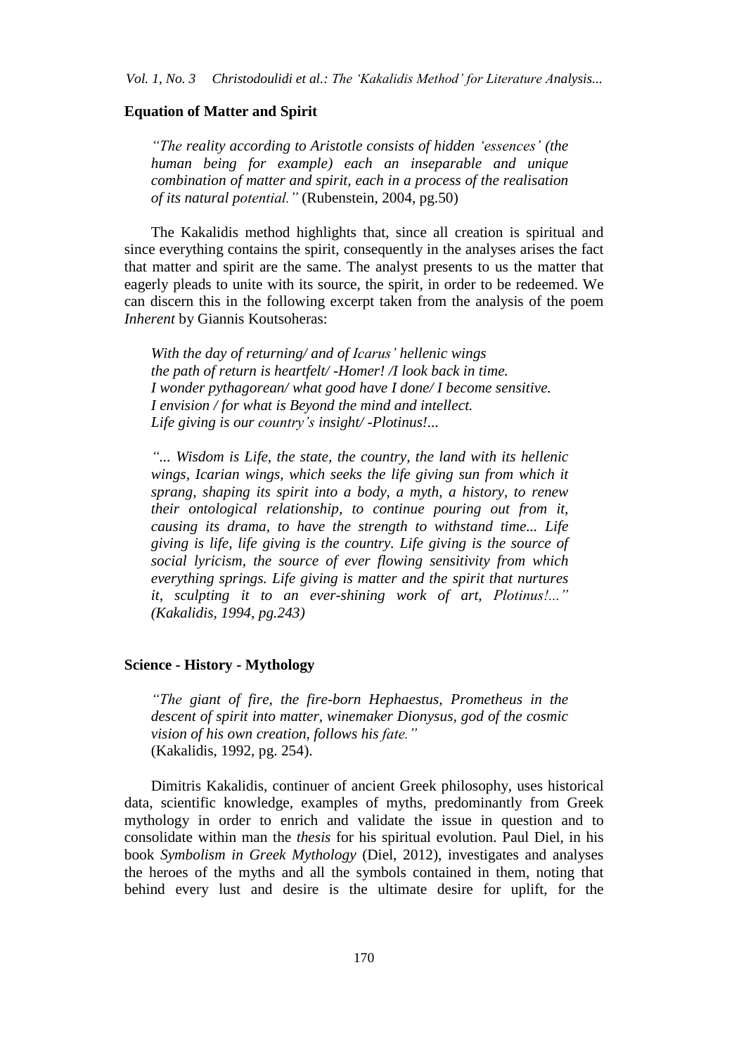**Equation of Matter and Spirit**

> *"The reality according to Aristotle consists of hidden 'essences' (the human being for example) each an inseparable and unique combination of matter and spirit, each in a process of the realisation of its natural potential."* (Rubenstein, 2004, pg.50)

The Kakalidis method highlights that, since all creation is spiritual and since everything contains the spirit, consequently in the analyses arises the fact that matter and spirit are the same. The analyst presents to us the matter that eagerly pleads to unite with its source, the spirit, in order to be redeemed. We can discern this in the following excerpt taken from the analysis of the poem *Inherent* by Giannis Koutsoheras:

> *With the day of returning/ and of Icarus' hellenic wings*
> *the path of return is heartfelt/ -Homer! /I look back in time.*
> *I wonder pythagorean/ what good have I done/ I become sensitive.*
> *I envision / for what is Beyond the mind and intellect.*
> *Life giving is our country's insight/ -Plotinus!...*

> *"... Wisdom is Life, the state, the country, the land with its hellenic wings, Icarian wings, which seeks the life giving sun from which it sprang, shaping its spirit into a body, a myth, a history, to renew their ontological relationship, to continue pouring out from it, causing its drama, to have the strength to withstand time... Life giving is life, life giving is the country. Life giving is the source of social lyricism, the source of ever flowing sensitivity from which everything springs. Life giving is matter and the spirit that nurtures it, sculpting it to an ever-shining work of art, Plotinus!..." (Kakalidis, 1994, pg.243)*

**Science - History - Mythology**

> *"The giant of fire, the fire-born Hephaestus, Prometheus in the descent of spirit into matter, winemaker Dionysus, god of the cosmic vision of his own creation, follows his fate."*
> (Kakalidis, 1992, pg. 254).

Dimitris Kakalidis, continuer of ancient Greek philosophy, uses historical data, scientific knowledge, examples of myths, predominantly from Greek mythology in order to enrich and validate the issue in question and to consolidate within man the *thesis* for his spiritual evolution. Paul Diel, in his book *Symbolism in Greek Mythology* (Diel, 2012), investigates and analyses the heroes of the myths and all the symbols contained in them, noting that behind every lust and desire is the ultimate desire for uplift, for the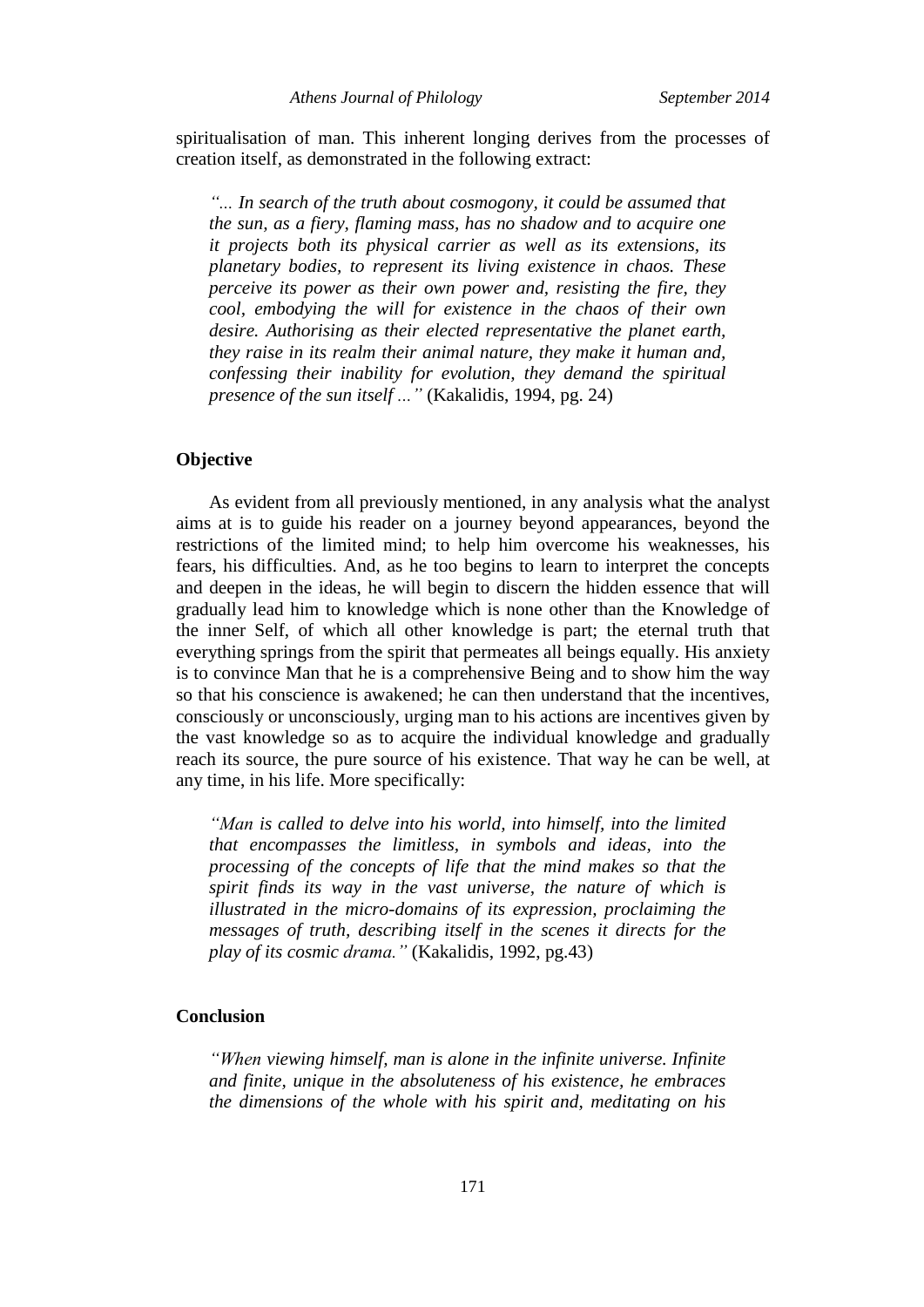spiritualisation of man. This inherent longing derives from the processes of creation itself, as demonstrated in the following extract:

> *"... In search of the truth about cosmogony, it could be assumed that the sun, as a fiery, flaming mass, has no shadow and to acquire one it projects both its physical carrier as well as its extensions, its planetary bodies, to represent its living existence in chaos. These perceive its power as their own power and, resisting the fire, they cool, embodying the will for existence in the chaos of their own desire. Authorising as their elected representative the planet earth, they raise in its realm their animal nature, they make it human and, confessing their inability for evolution, they demand the spiritual presence of the sun itself ..."* (Kakalidis, 1994, pg. 24)

## Objective

As evident from all previously mentioned, in any analysis what the analyst aims at is to guide his reader on a journey beyond appearances, beyond the restrictions of the limited mind; to help him overcome his weaknesses, his fears, his difficulties. And, as he too begins to learn to interpret the concepts and deepen in the ideas, he will begin to discern the hidden essence that will gradually lead him to knowledge which is none other than the Knowledge of the inner Self, of which all other knowledge is part; the eternal truth that everything springs from the spirit that permeates all beings equally. His anxiety is to convince Man that he is a comprehensive Being and to show him the way so that his conscience is awakened; he can then understand that the incentives, consciously or unconsciously, urging man to his actions are incentives given by the vast knowledge so as to acquire the individual knowledge and gradually reach its source, the pure source of his existence. That way he can be well, at any time, in his life. More specifically:

> *"Man is called to delve into his world, into himself, into the limited that encompasses the limitless, in symbols and ideas, into the processing of the concepts of life that the mind makes so that the spirit finds its way in the vast universe, the nature of which is illustrated in the micro-domains of its expression, proclaiming the messages of truth, describing itself in the scenes it directs for the play of its cosmic drama."* (Kakalidis, 1992, pg.43)

## Conclusion

> *"When viewing himself, man is alone in the infinite universe. Infinite and finite, unique in the absoluteness of his existence, he embraces the dimensions of the whole with his spirit and, meditating on his*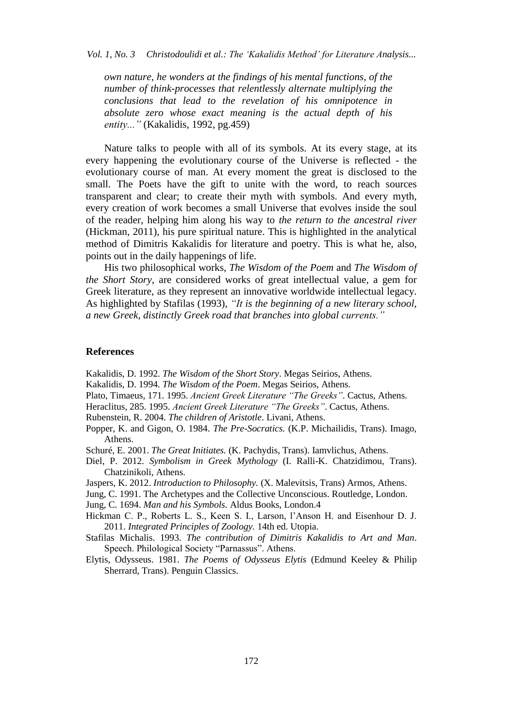*own nature, he wonders at the findings of his mental functions, of the number of think-processes that relentlessly alternate multiplying the conclusions that lead to the revelation of his omnipotence in absolute zero whose exact meaning is the actual depth of his entity..."* (Kakalidis, 1992, pg.459)

Nature talks to people with all of its symbols. At its every stage, at its every happening the evolutionary course of the Universe is reflected - the evolutionary course of man. At every moment the great is disclosed to the small. The Poets have the gift to unite with the word, to reach sources transparent and clear; to create their myth with symbols. And every myth, every creation of work becomes a small Universe that evolves inside the soul of the reader, helping him along his way to *the return to the ancestral river* (Hickman, 2011), his pure spiritual nature. This is highlighted in the analytical method of Dimitris Kakalidis for literature and poetry. This is what he, also, points out in the daily happenings of life.

His two philosophical works, *The Wisdom of the Poem* and *The Wisdom of the Short Story*, are considered works of great intellectual value, a gem for Greek literature, as they represent an innovative worldwide intellectual legacy. As highlighted by Stafilas (1993), *"It is the beginning of a new literary school, a new Greek, distinctly Greek road that branches into global currents."*

## References

Kakalidis, D. 1992. *The Wisdom of the Short Story*. Megas Seirios, Athens.

Kakalidis, D. 1994. *The Wisdom of the Poem*. Megas Seirios, Athens.

Plato, Timaeus, 171. 1995. *Ancient Greek Literature "The Greeks"*. Cactus, Athens.

Heraclitus, 285. 1995. *Ancient Greek Literature "The Greeks"*. Cactus, Athens.

Rubenstein, R. 2004. *The children of Aristotle*. Livani, Athens.

Popper, K. and Gigon, O. 1984. *The Pre-Socratics.* (K.P. Michailidis, Trans). Imago, Athens.

Schuré, E. 2001. *The Great Initiates.* (K. Pachydis, Trans). Iamvlichus, Athens.

Diel, P. 2012. *Symbolism in Greek Mythology* (I. Ralli-K. Chatzidimou, Trans). Chatzinikoli, Athens.

Jaspers, K. 2012. *Introduction to Philosophy.* (X. Malevitsis, Trans) Armos, Athens.

Jung, C. 1991. The Archetypes and the Collective Unconscious. Routledge, London.

Jung, C. 1694. *Man and his Symbols.* Aldus Books, London.4

Hickman C. P., Roberts L. S., Keen S. I., Larson, l'Anson H. and Eisenhour D. J. 2011. *Integrated Principles of Zoology.* 14th ed. Utopia.

Stafilas Michalis. 1993. *The contribution of Dimitris Kakalidis to Art and Man*. Speech. Philological Society "Parnassus". Athens.

Elytis, Odysseus. 1981. *The Poems of Odysseus Elytis* (Edmund Keeley & Philip Sherrard, Trans). Penguin Classics.